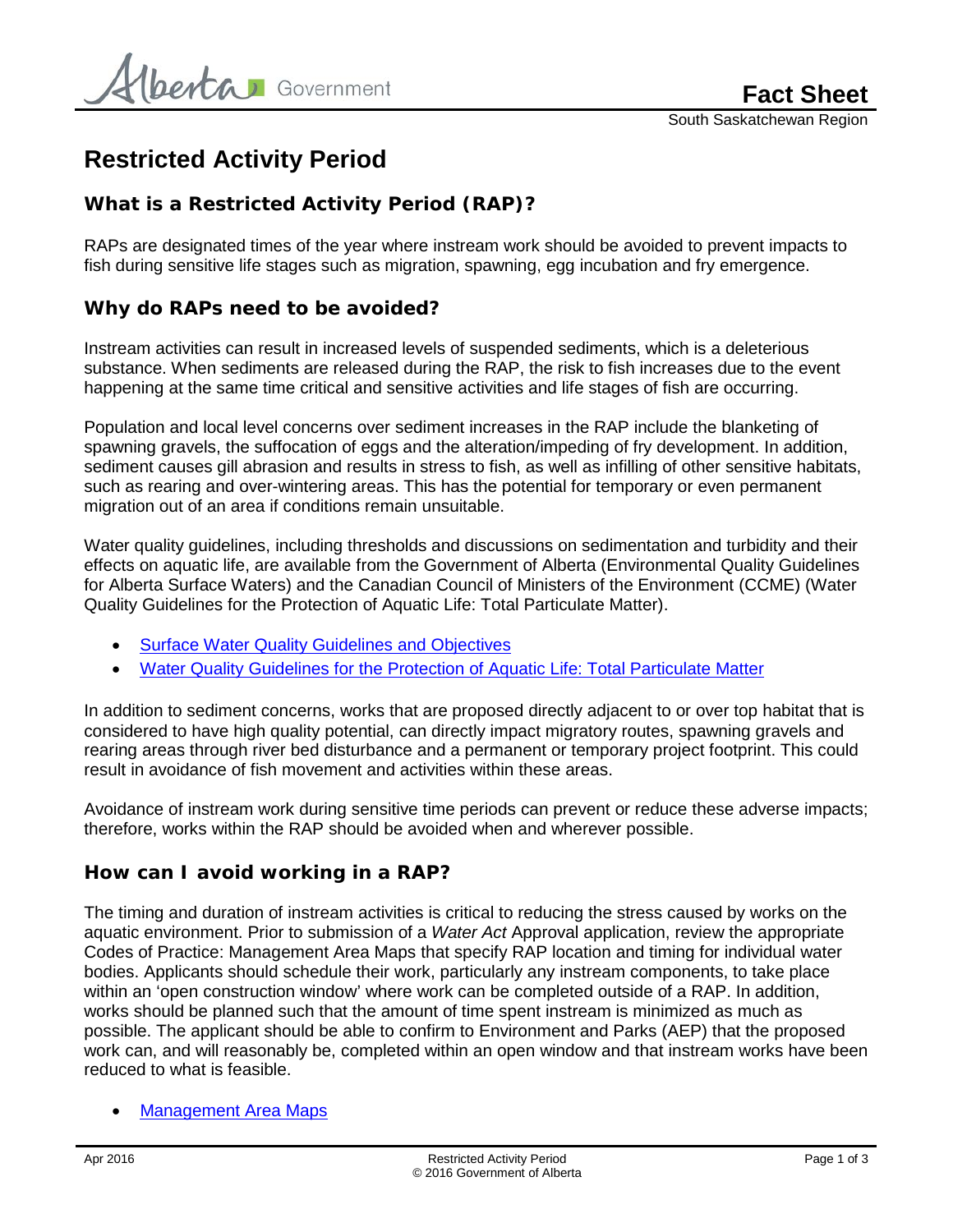Fact Sheet

South Saskatchewan Region

# Restricted Activity Period

## What is a Restricted Activity Period (RAP)?

RAPs are designated times of the year where instream work should be avoided to prevent impacts to fish during sensitive life stages such as migration, spawning, egg incubation and fry emergence.

## Why do RAPs need to be avoided?

Instream activities can result in increased levels of suspended sediments, which is a deleterious substance. When sediments are released during the RAP, the risk to fish increases due to the event happening at the same time critical and sensitive activities and life stages of fish are occurring.

Population and local level concerns over sediment increases in the RAP include the blanketing of spawning gravels, the suffocation of eggs and the alteration/impeding of fry development. In addition, sediment causes gill abrasion and results in stress to fish, as well as infilling of other sensitive habitats, such as rearing and over-wintering areas. This has the potential for temporary or even permanent migration out of an area if conditions remain unsuitable.

Water quality guidelines, including thresholds and discussions on sedimentation and turbidity and their effects on aquatic life, are available from the Government of Alberta (Environmental Quality Guidelines for Alberta Surface Waters) and the Canadian Council of Ministers of the Environment (CCME) (Water Quality Guidelines for the Protection of Aquatic Life: Total Particulate Matter).

- Surface Water Quality Guidelines and Objectives
- Water Quality Guidelines for the Protection of Aquatic Life: Total Particulate Matter

In addition to sediment concerns, works that are proposed directly adjacent to or over top habitat that is considered to have high quality potential, can directly impact migratory routes, spawning gravels and rearing areas through river bed disturbance and a permanent or temporary project footprint. This could result in avoidance of fish movement and activities within these areas.

Avoidance of instream work during sensitive time periods can prevent or reduce these adverse impacts; therefore, works within the RAP should be avoided when and wherever possible.

## How can I avoid working in a RAP?

The timing and duration of instream activities is critical to reducing the stress caused by works on the aquatic environment. Prior to submission of a *Water Act* Approval application, review the appropriate Codes of Practice: Management Area Maps that specify RAP location and timing for individual water bodies. Applicants should schedule their work, particularly any instream components, to take place within an 'open construction window' where work can be completed outside of a RAP. In addition, works should be planned such that the amount of time spent instream is minimized as much as possible. The applicant should be able to confirm to Environment and Parks (AEP) that the proposed work can, and will reasonably be, completed within an open window and that instream works have been reduced to what is feasible.

- Management Area Maps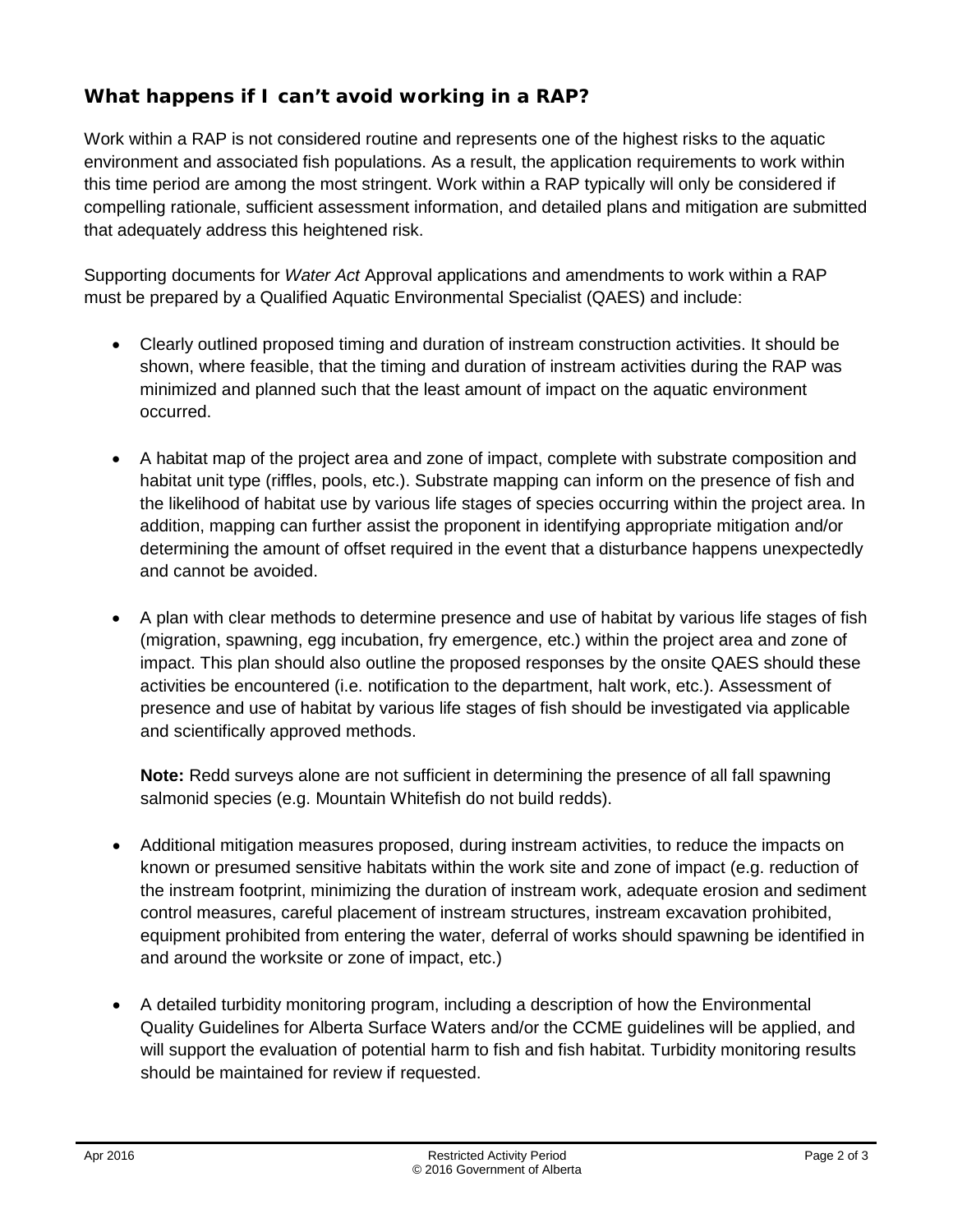### What happens if I can't avoid working in a RAP?

Work within a RAP is not considered routine and represents one of the highest risks to the aquatic environment and associated fish populations. As a result, the application requirements to work within this time period are among the most stringent. Work within a RAP typically will only be considered if compelling rationale, sufficient assessment information, and detailed plans and mitigation are submitted that adequately address this heightened risk.

Supporting documents for *Water Act* Approval applications and amendments to work within a RAP must be prepared by a Qualified Aquatic Environmental Specialist (QAES) and include:

- Clearly outlined proposed timing and duration of instream construction activities. It should be shown, where feasible, that the timing and duration of instream activities during the RAP was minimized and planned such that the least amount of impact on the aquatic environment occurred.

- A habitat map of the project area and zone of impact, complete with substrate composition and habitat unit type (riffles, pools, etc.). Substrate mapping can inform on the presence of fish and the likelihood of habitat use by various life stages of species occurring within the project area. In addition, mapping can further assist the proponent in identifying appropriate mitigation and/or determining the amount of offset required in the event that a disturbance happens unexpectedly and cannot be avoided.

- A plan with clear methods to determine presence and use of habitat by various life stages of fish (migration, spawning, egg incubation, fry emergence, etc.) within the project area and zone of impact. This plan should also outline the proposed responses by the onsite QAES should these activities be encountered (i.e. notification to the department, halt work, etc.). Assessment of presence and use of habitat by various life stages of fish should be investigated via applicable and scientifically approved methods.

  **Note:** Redd surveys alone are not sufficient in determining the presence of all fall spawning salmonid species (e.g. Mountain Whitefish do not build redds).

- Additional mitigation measures proposed, during instream activities, to reduce the impacts on known or presumed sensitive habitats within the work site and zone of impact (e.g. reduction of the instream footprint, minimizing the duration of instream work, adequate erosion and sediment control measures, careful placement of instream structures, instream excavation prohibited, equipment prohibited from entering the water, deferral of works should spawning be identified in and around the worksite or zone of impact, etc.)

- A detailed turbidity monitoring program, including a description of how the Environmental Quality Guidelines for Alberta Surface Waters and/or the CCME guidelines will be applied, and will support the evaluation of potential harm to fish and fish habitat. Turbidity monitoring results should be maintained for review if requested.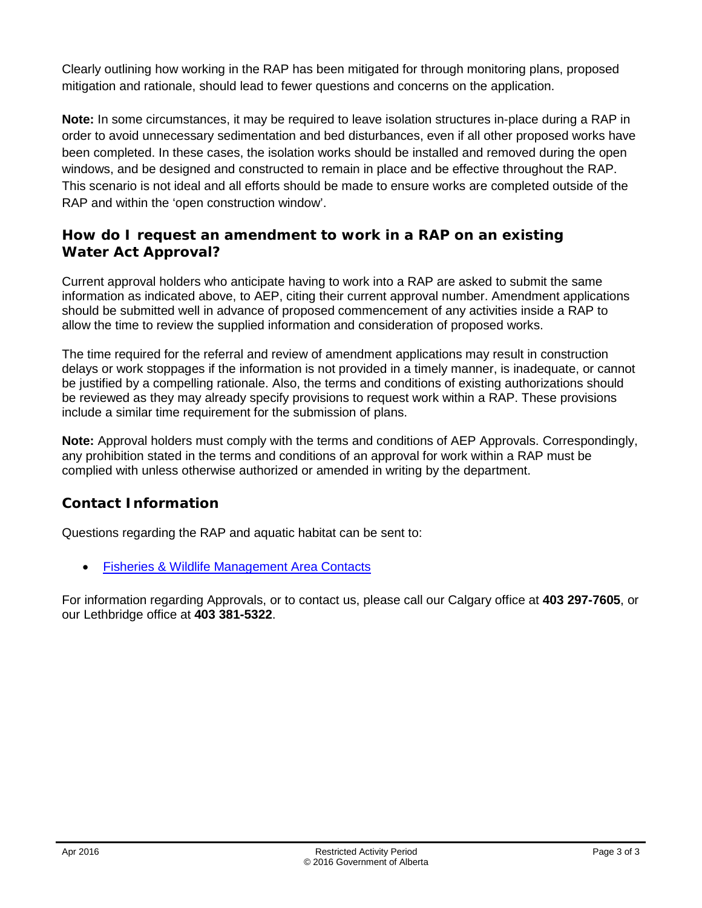Clearly outlining how working in the RAP has been mitigated for through monitoring plans, proposed mitigation and rationale, should lead to fewer questions and concerns on the application.

**Note:** In some circumstances, it may be required to leave isolation structures in-place during a RAP in order to avoid unnecessary sedimentation and bed disturbances, even if all other proposed works have been completed. In these cases, the isolation works should be installed and removed during the open windows, and be designed and constructed to remain in place and be effective throughout the RAP. This scenario is not ideal and all efforts should be made to ensure works are completed outside of the RAP and within the 'open construction window'.

## How do I request an amendment to work in a RAP on an existing Water Act Approval?

Current approval holders who anticipate having to work into a RAP are asked to submit the same information as indicated above, to AEP, citing their current approval number. Amendment applications should be submitted well in advance of proposed commencement of any activities inside a RAP to allow the time to review the supplied information and consideration of proposed works.

The time required for the referral and review of amendment applications may result in construction delays or work stoppages if the information is not provided in a timely manner, is inadequate, or cannot be justified by a compelling rationale. Also, the terms and conditions of existing authorizations should be reviewed as they may already specify provisions to request work within a RAP. These provisions include a similar time requirement for the submission of plans.

**Note:** Approval holders must comply with the terms and conditions of AEP Approvals. Correspondingly, any prohibition stated in the terms and conditions of an approval for work within a RAP must be complied with unless otherwise authorized or amended in writing by the department.

## Contact Information

Questions regarding the RAP and aquatic habitat can be sent to:

- Fisheries & Wildlife Management Area Contacts

For information regarding Approvals, or to contact us, please call our Calgary office at **403 297-7605**, or our Lethbridge office at **403 381-5322**.